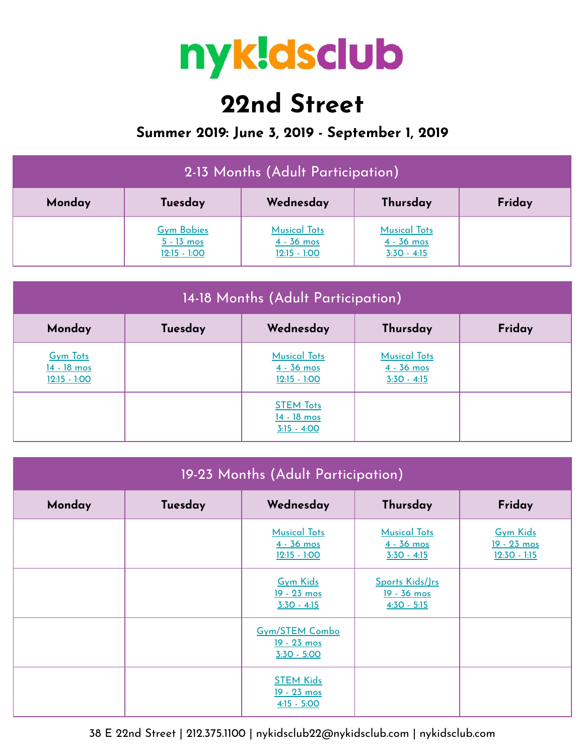# nyk!dsclub

# 22nd Street

### Summer 2019: June 3, 2019 - September 1, 2019

| 2-13 Months (Adult Participation) | | | | |
|---|---|---|---|---|
| **Monday** | **Tuesday** | **Wednesday** | **Thursday** | **Friday** |
| | Gym Babies<br>5 - 13 mos<br>12:15 - 1:00 | Musical Tots<br>4 - 36 mos<br>12:15 - 1:00 | Musical Tots<br>4 - 36 mos<br>3:30 - 4:15 | |

| 14-18 Months (Adult Participation) | | | | |
|---|---|---|---|---|
| **Monday** | **Tuesday** | **Wednesday** | **Thursday** | **Friday** |
| Gym Tots<br>14 - 18 mos<br>12:15 - 1:00 | | Musical Tots<br>4 - 36 mos<br>12:15 - 1:00 | Musical Tots<br>4 - 36 mos<br>3:30 - 4:15 | |
| | | STEM Tots<br>14 - 18 mos<br>3:15 - 4:00 | | |

| 19-23 Months (Adult Participation) | | | | |
|---|---|---|---|---|
| **Monday** | **Tuesday** | **Wednesday** | **Thursday** | **Friday** |
| | | Musical Tots<br>4 - 36 mos<br>12:15 - 1:00 | Musical Tots<br>4 - 36 mos<br>3:30 - 4:15 | Gym Kids<br>19 - 23 mos<br>12:30 - 1:15 |
| | | Gym Kids<br>19 - 23 mos<br>3:30 - 4:15 | Sports Kids/Jrs<br>19 - 36 mos<br>4:30 - 5:15 | |
| | | Gym/STEM Combo<br>19 - 23 mos<br>3:30 - 5:00 | | |
| | | STEM Kids<br>19 - 23 mos<br>4:15 - 5:00 | | |

38 E 22nd Street | 212.375.1100 | nykidsclub22@nykidsclub.com | nykidsclub.com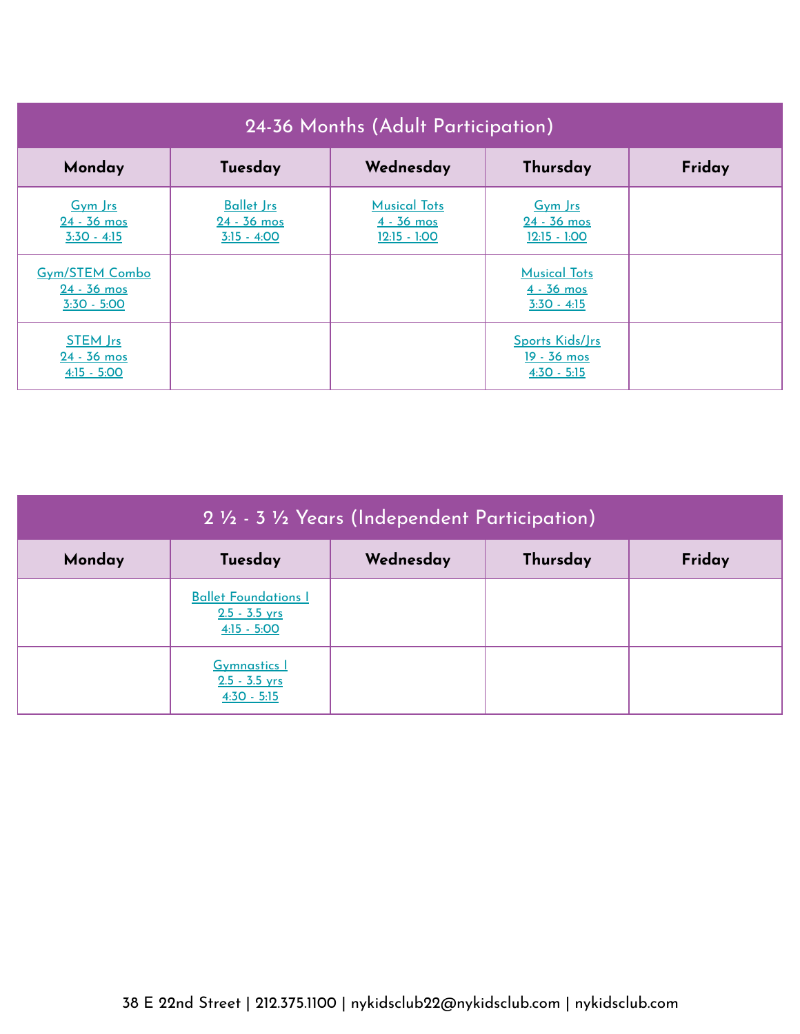## 24-36 Months (Adult Participation)

| Monday | Tuesday | Wednesday | Thursday | Friday |
|---|---|---|---|---|
| Gym Jrs<br>24 - 36 mos<br>3:30 - 4:15 | Ballet Jrs<br>24 - 36 mos<br>3:15 - 4:00 | Musical Tots<br>4 - 36 mos<br>12:15 - 1:00 | Gym Jrs<br>24 - 36 mos<br>12:15 - 1:00 | |
| Gym/STEM Combo<br>24 - 36 mos<br>3:30 - 5:00 | | | Musical Tots<br>4 - 36 mos<br>3:30 - 4:15 | |
| STEM Jrs<br>24 - 36 mos<br>4:15 - 5:00 | | | Sports Kids/Jrs<br>19 - 36 mos<br>4:30 - 5:15 | |

## 2 ½ - 3 ½ Years (Independent Participation)

| Monday | Tuesday | Wednesday | Thursday | Friday |
|---|---|---|---|---|
| | Ballet Foundations I<br>2.5 - 3.5 yrs<br>4:15 - 5:00 | | | |
| | Gymnastics I<br>2.5 - 3.5 yrs<br>4:30 - 5:15 | | | |

38 E 22nd Street | 212.375.1100 | nykidsclub22@nykidsclub.com | nykidsclub.com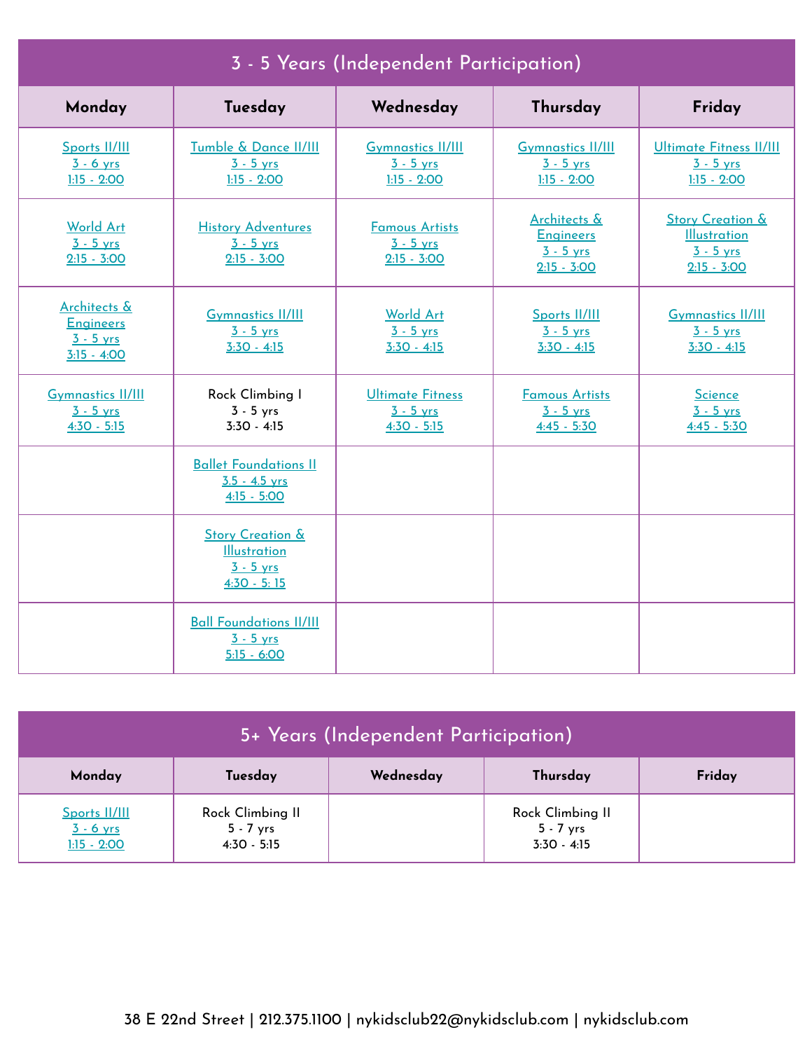## 3 - 5 Years (Independent Participation)

| Monday | Tuesday | Wednesday | Thursday | Friday |
|---|---|---|---|---|
| Sports II/III<br>3 - 6 yrs<br>1:15 - 2:00 | Tumble & Dance II/III<br>3 - 5 yrs<br>1:15 - 2:00 | Gymnastics II/III<br>3 - 5 yrs<br>1:15 - 2:00 | Gymnastics II/III<br>3 - 5 yrs<br>1:15 - 2:00 | Ultimate Fitness II/III<br>3 - 5 yrs<br>1:15 - 2:00 |
| World Art<br>3 - 5 yrs<br>2:15 - 3:00 | History Adventures<br>3 - 5 yrs<br>2:15 - 3:00 | Famous Artists<br>3 - 5 yrs<br>2:15 - 3:00 | Architects & Engineers<br>3 - 5 yrs<br>2:15 - 3:00 | Story Creation & Illustration<br>3 - 5 yrs<br>2:15 - 3:00 |
| Architects & Engineers<br>3 - 5 yrs<br>3:15 - 4:00 | Gymnastics II/III<br>3 - 5 yrs<br>3:30 - 4:15 | World Art<br>3 - 5 yrs<br>3:30 - 4:15 | Sports II/III<br>3 - 5 yrs<br>3:30 - 4:15 | Gymnastics II/III<br>3 - 5 yrs<br>3:30 - 4:15 |
| Gymnastics II/III<br>3 - 5 yrs<br>4:30 - 5:15 | Rock Climbing I<br>3 - 5 yrs<br>3:30 - 4:15 | Ultimate Fitness<br>3 - 5 yrs<br>4:30 - 5:15 | Famous Artists<br>3 - 5 yrs<br>4:45 - 5:30 | Science<br>3 - 5 yrs<br>4:45 - 5:30 |
| | Ballet Foundations II<br>3.5 - 4.5 yrs<br>4:15 - 5:00 | | | |
| | Story Creation & Illustration<br>3 - 5 yrs<br>4:30 - 5: 15 | | | |
| | Ball Foundations II/III<br>3 - 5 yrs<br>5:15 - 6:00 | | | |

## 5+ Years (Independent Participation)

| Monday | Tuesday | Wednesday | Thursday | Friday |
|---|---|---|---|---|
| Sports II/III<br>3 - 6 yrs<br>1:15 - 2:00 | Rock Climbing II<br>5 - 7 yrs<br>4:30 - 5:15 | | Rock Climbing II<br>5 - 7 yrs<br>3:30 - 4:15 | |

38 E 22nd Street | 212.375.1100 | nykidsclub22@nykidsclub.com | nykidsclub.com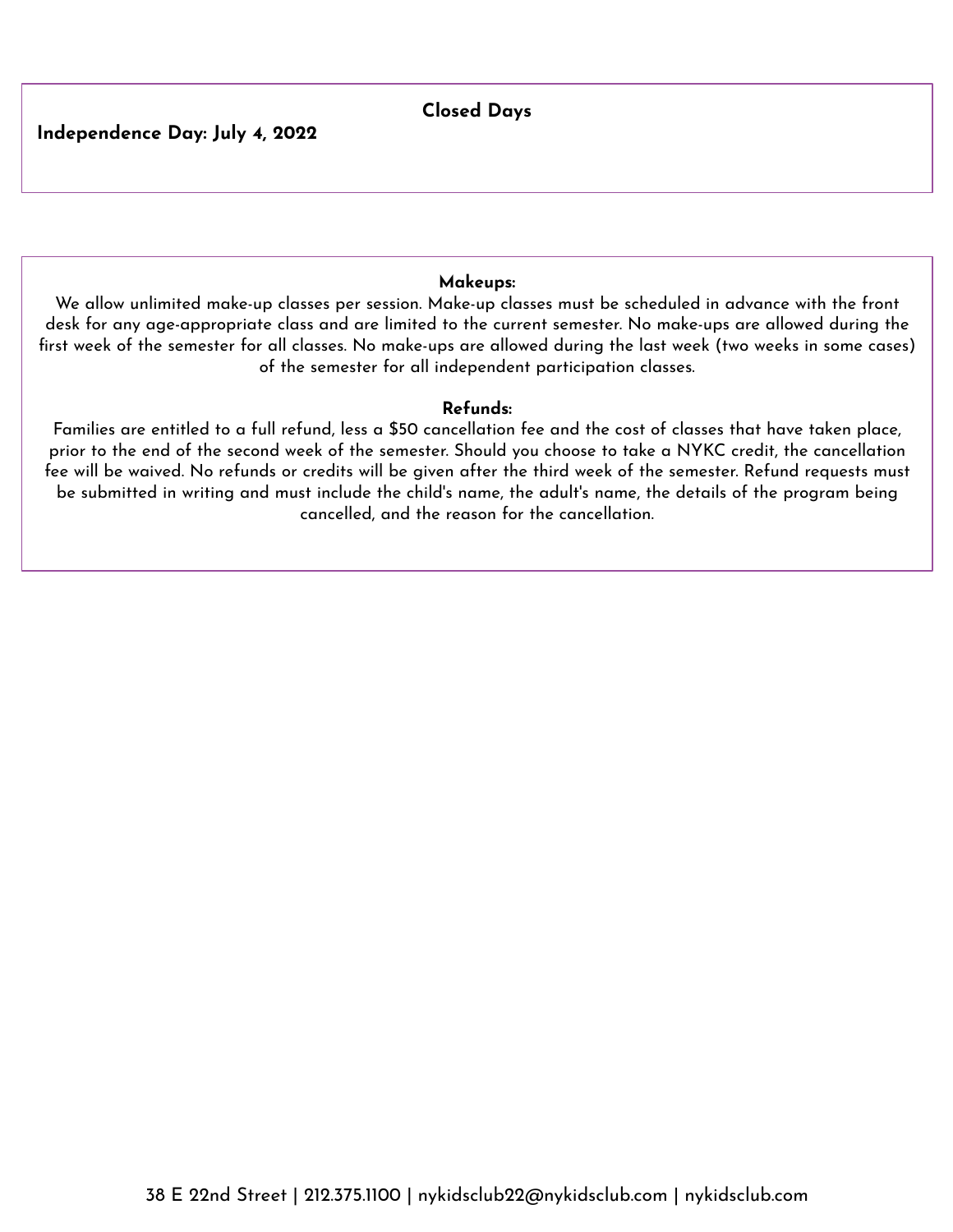## Closed Days

**Independence Day: July 4, 2022**

### Makeups:

We allow unlimited make-up classes per session. Make-up classes must be scheduled in advance with the front desk for any age-appropriate class and are limited to the current semester. No make-ups are allowed during the first week of the semester for all classes. No make-ups are allowed during the last week (two weeks in some cases) of the semester for all independent participation classes.

### Refunds:

Families are entitled to a full refund, less a $50 cancellation fee and the cost of classes that have taken place, prior to the end of the second week of the semester. Should you choose to take a NYKC credit, the cancellation fee will be waived. No refunds or credits will be given after the third week of the semester. Refund requests must be submitted in writing and must include the child's name, the adult's name, the details of the program being cancelled, and the reason for the cancellation.

38 E 22nd Street | 212.375.1100 | nykidsclub22@nykidsclub.com | nykidsclub.com